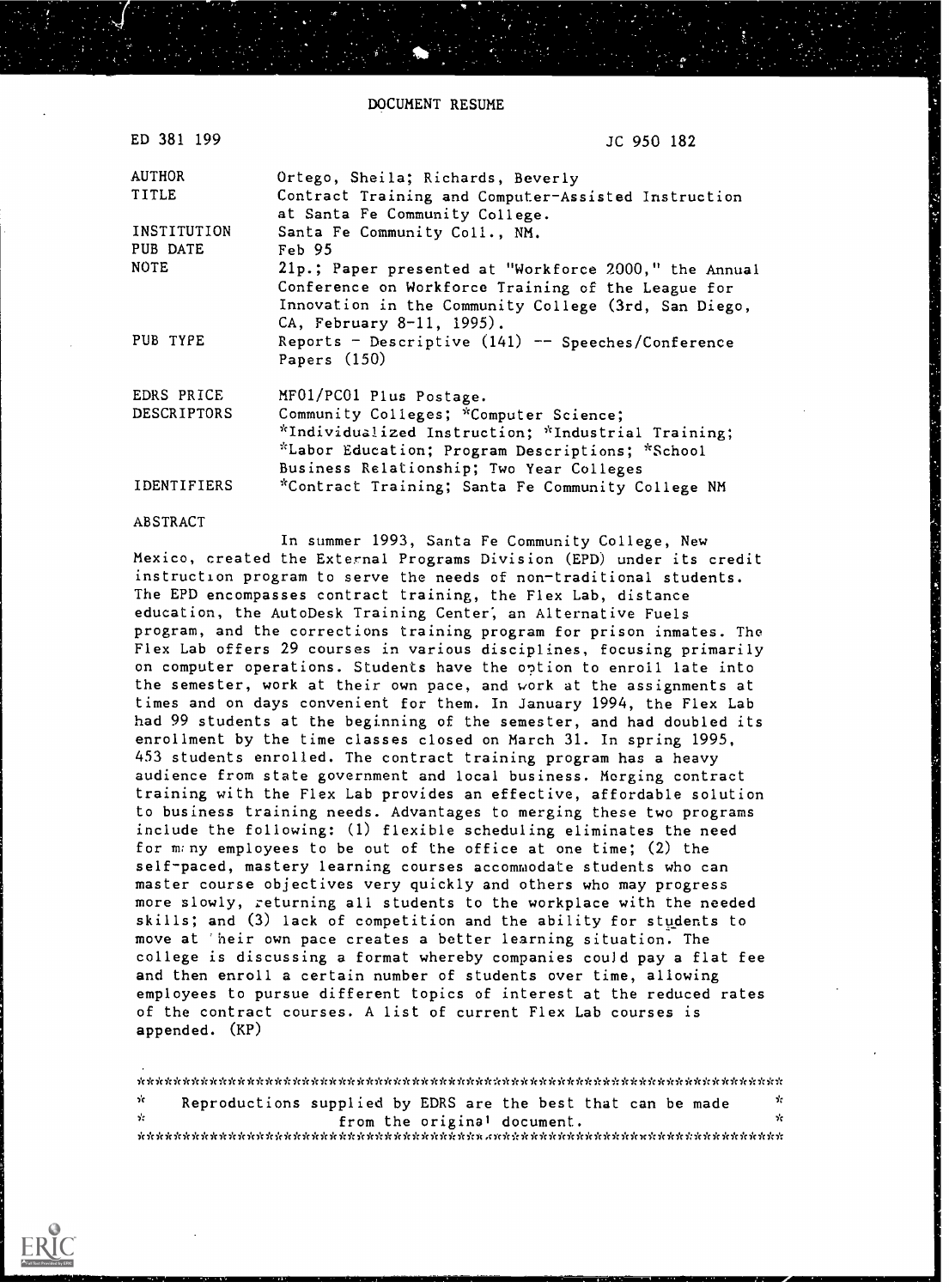DOCUMENT RESUME

| | |
|---|---|
| ED 381 199 | JC 950 182 |
| AUTHOR | Ortego, Sheila; Richards, Beverly |
| TITLE | Contract Training and Computer-Assisted Instruction at Santa Fe Community College. |
| INSTITUTION | Santa Fe Community Coll., NM. |
| PUB DATE | Feb 95 |
| NOTE | 21p.; Paper presented at "Workforce 2000," the Annual Conference on Workforce Training of the League for Innovation in the Community College (3rd, San Diego, CA, February 8-11, 1995). |
| PUB TYPE | Reports - Descriptive (141) -- Speeches/Conference Papers (150) |
| EDRS PRICE | MF01/PC01 Plus Postage. |
| DESCRIPTORS | Community Colleges; *Computer Science; *Individualized Instruction; *Industrial Training; *Labor Education; Program Descriptions; *School Business Relationship; Two Year Colleges |
| IDENTIFIERS | *Contract Training; Santa Fe Community College NM |

ABSTRACT

In summer 1993, Santa Fe Community College, New Mexico, created the External Programs Division (EPD) under its credit instruction program to serve the needs of non-traditional students. The EPD encompasses contract training, the Flex Lab, distance education, the AutoDesk Training Center, an Alternative Fuels program, and the corrections training program for prison inmates. The Flex Lab offers 29 courses in various disciplines, focusing primarily on computer operations. Students have the option to enroll late into the semester, work at their own pace, and work at the assignments at times and on days convenient for them. In January 1994, the Flex Lab had 99 students at the beginning of the semester, and had doubled its enrollment by the time classes closed on March 31. In spring 1995, 453 students enrolled. The contract training program has a heavy audience from state government and local business. Merging contract training with the Flex Lab provides an effective, affordable solution to business training needs. Advantages to merging these two programs include the following: (1) flexible scheduling eliminates the need for many employees to be out of the office at one time; (2) the self-paced, mastery learning courses accommodate students who can master course objectives very quickly and others who may progress more slowly, returning all students to the workplace with the needed skills; and (3) lack of competition and the ability for students to move at their own pace creates a better learning situation. The college is discussing a format whereby companies could pay a flat fee and then enroll a certain number of students over time, allowing employees to pursue different topics of interest at the reduced rates of the contract courses. A list of current Flex Lab courses is appended. (KP)

***********************************************************************
* Reproductions supplied by EDRS are the best that can be made *
* from the original document. *
***********************************************************************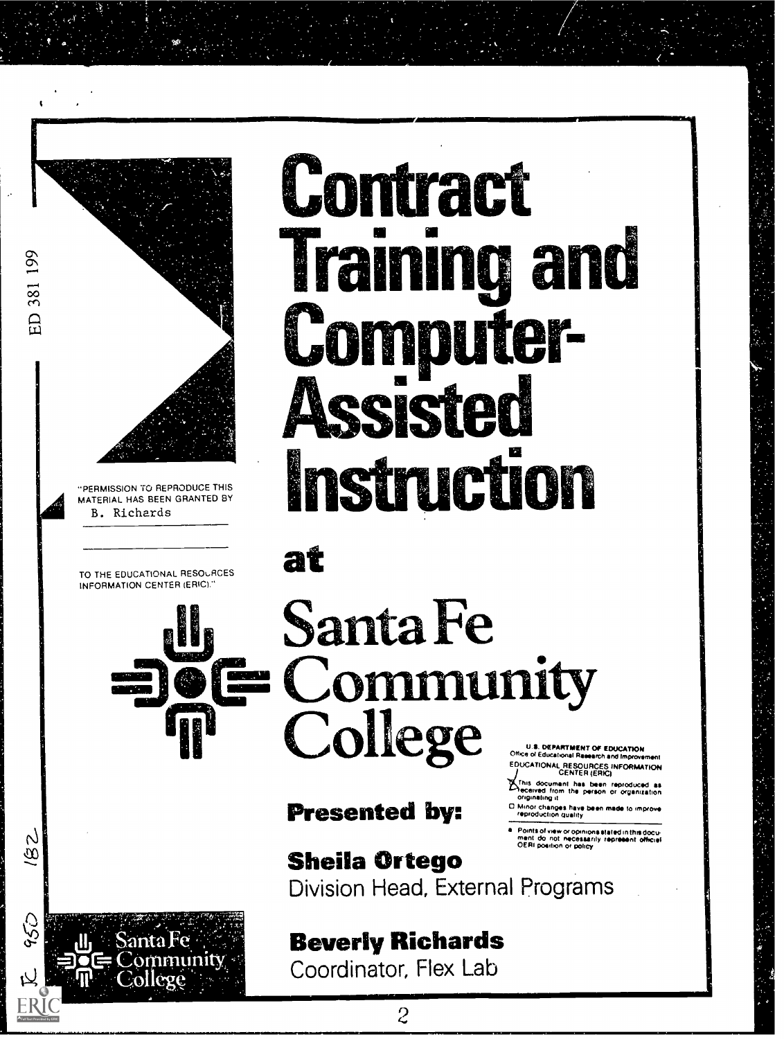ED 381 199

"PERMISSION TO REPRODUCE THIS MATERIAL HAS BEEN GRANTED BY
B. Richards

TO THE EDUCATIONAL RESOURCES INFORMATION CENTER (ERIC)."

# Contract Training and Computer-Assisted Instruction

## at

# Santa Fe Community College

U.S. DEPARTMENT OF EDUCATION
Office of Educational Research and Improvement
EDUCATIONAL RESOURCES INFORMATION CENTER (ERIC)

- This document has been reproduced as received from the person or organization originating it
- Minor changes have been made to improve reproduction quality
- Points of view or opinions stated in this document do not necessarily represent official OERI position or policy

**Presented by:**

**Sheila Ortego**
Division Head, External Programs

**Beverly Richards**
Coordinator, Flex Lab

Santa Fe Community College

JC 950 182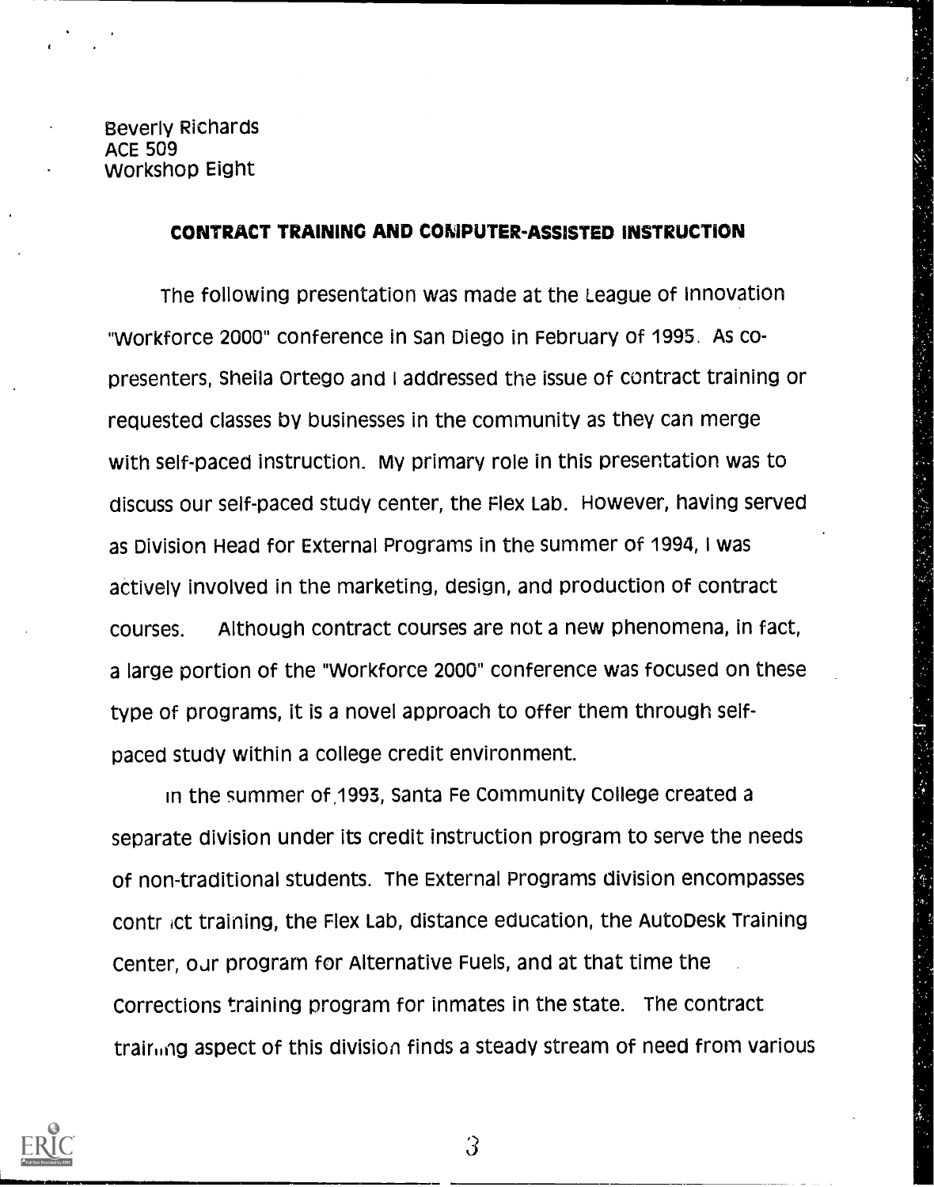Beverly Richards
ACE 509
Workshop Eight

## CONTRACT TRAINING AND COMPUTER-ASSISTED INSTRUCTION

The following presentation was made at the League of Innovation "Workforce 2000" conference in San Diego in February of 1995. As co-presenters, Sheila Ortego and I addressed the issue of contract training or requested classes by businesses in the community as they can merge with self-paced instruction. My primary role in this presentation was to discuss our self-paced study center, the Flex Lab. However, having served as Division Head for External Programs in the summer of 1994, I was actively involved in the marketing, design, and production of contract courses. Although contract courses are not a new phenomena, in fact, a large portion of the "Workforce 2000" conference was focused on these type of programs, it is a novel approach to offer them through self-paced study within a college credit environment.

In the summer of 1993, Santa Fe Community College created a separate division under its credit instruction program to serve the needs of non-traditional students. The External Programs division encompasses contract training, the Flex Lab, distance education, the AutoDesk Training Center, our program for Alternative Fuels, and at that time the Corrections training program for inmates in the state. The contract training aspect of this division finds a steady stream of need from various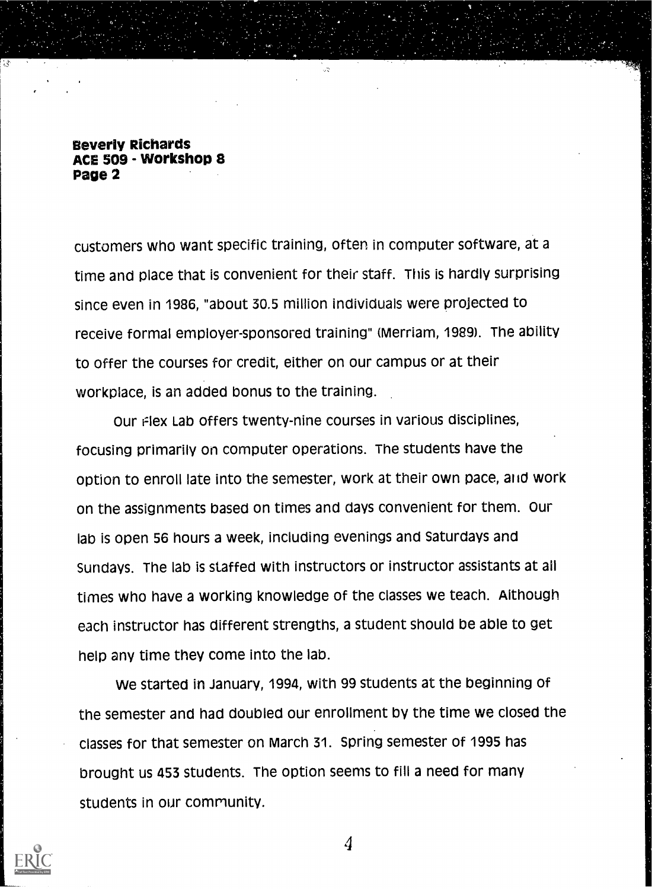customers who want specific training, often in computer software, at a time and place that is convenient for their staff. This is hardly surprising since even in 1986, "about 30.5 million individuals were projected to receive formal employer-sponsored training" (Merriam, 1989). The ability to offer the courses for credit, either on our campus or at their workplace, is an added bonus to the training.

Our Flex Lab offers twenty-nine courses in various disciplines, focusing primarily on computer operations. The students have the option to enroll late into the semester, work at their own pace, and work on the assignments based on times and days convenient for them. Our lab is open 56 hours a week, including evenings and Saturdays and Sundays. The lab is staffed with instructors or instructor assistants at all times who have a working knowledge of the classes we teach. Although each instructor has different strengths, a student should be able to get help any time they come into the lab.

We started in January, 1994, with 99 students at the beginning of the semester and had doubled our enrollment by the time we closed the classes for that semester on March 31. Spring semester of 1995 has brought us 453 students. The option seems to fill a need for many students in our community.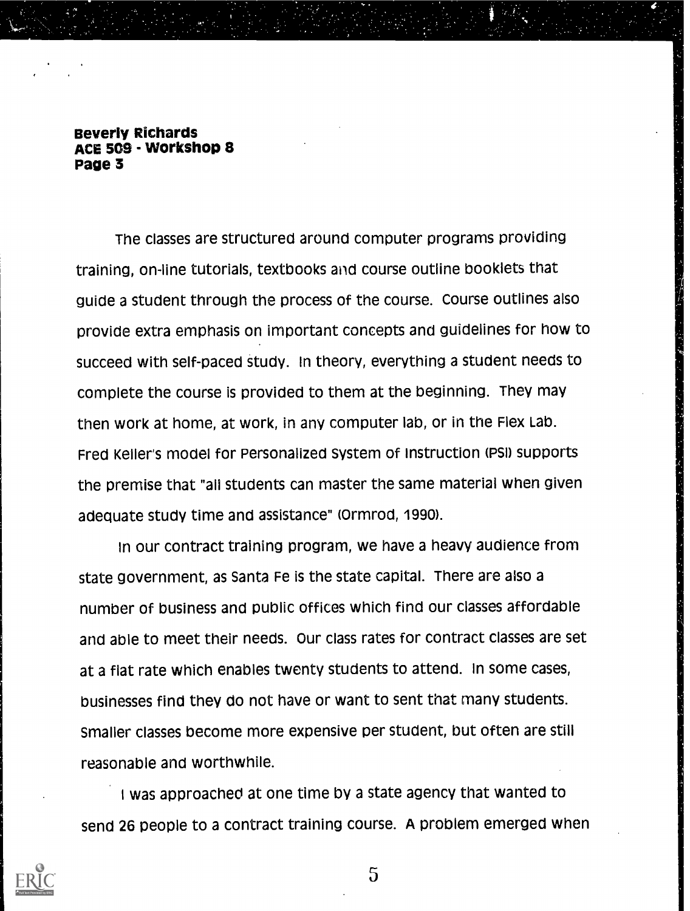The classes are structured around computer programs providing training, on-line tutorials, textbooks and course outline booklets that guide a student through the process of the course. Course outlines also provide extra emphasis on important concepts and guidelines for how to succeed with self-paced study. In theory, everything a student needs to complete the course is provided to them at the beginning. They may then work at home, at work, in any computer lab, or in the Flex Lab. Fred Keller's model for Personalized System of Instruction (PSI) supports the premise that "all students can master the same material when given adequate study time and assistance" (Ormrod, 1990).

In our contract training program, we have a heavy audience from state government, as Santa Fe is the state capital. There are also a number of business and public offices which find our classes affordable and able to meet their needs. Our class rates for contract classes are set at a flat rate which enables twenty students to attend. In some cases, businesses find they do not have or want to sent that many students. Smaller classes become more expensive per student, but often are still reasonable and worthwhile.

I was approached at one time by a state agency that wanted to send 26 people to a contract training course. A problem emerged when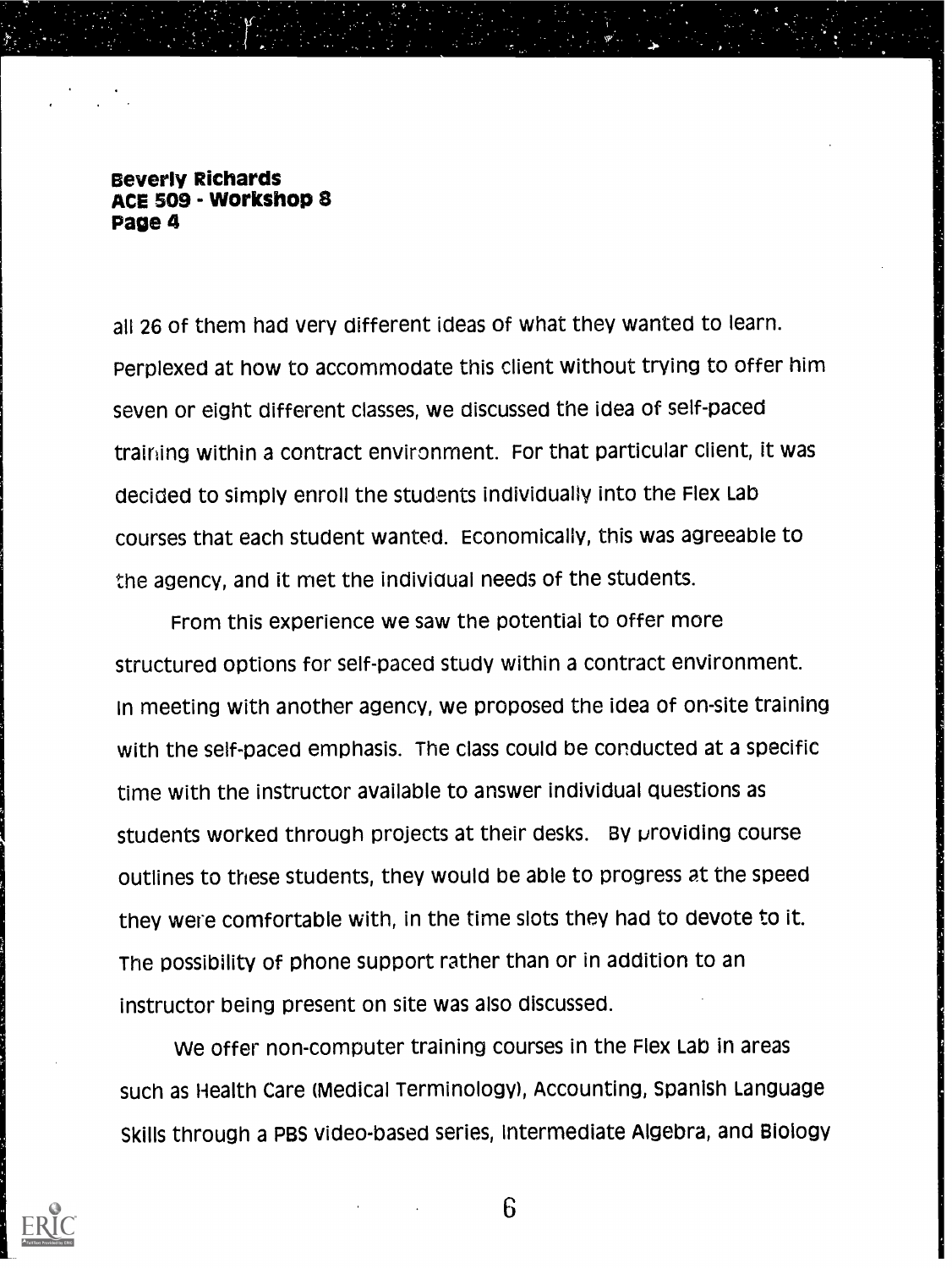all 26 of them had very different ideas of what they wanted to learn. Perplexed at how to accommodate this client without trying to offer him seven or eight different classes, we discussed the idea of self-paced training within a contract environment. For that particular client, it was decided to simply enroll the students individually into the Flex Lab courses that each student wanted. Economically, this was agreeable to the agency, and it met the individual needs of the students.

From this experience we saw the potential to offer more structured options for self-paced study within a contract environment. In meeting with another agency, we proposed the idea of on-site training with the self-paced emphasis. The class could be conducted at a specific time with the instructor available to answer individual questions as students worked through projects at their desks. By providing course outlines to these students, they would be able to progress at the speed they were comfortable with, in the time slots they had to devote to it. The possibility of phone support rather than or in addition to an instructor being present on site was also discussed.

We offer non-computer training courses in the Flex Lab in areas such as Health Care (Medical Terminology), Accounting, Spanish Language Skills through a PBS video-based series, Intermediate Algebra, and Biology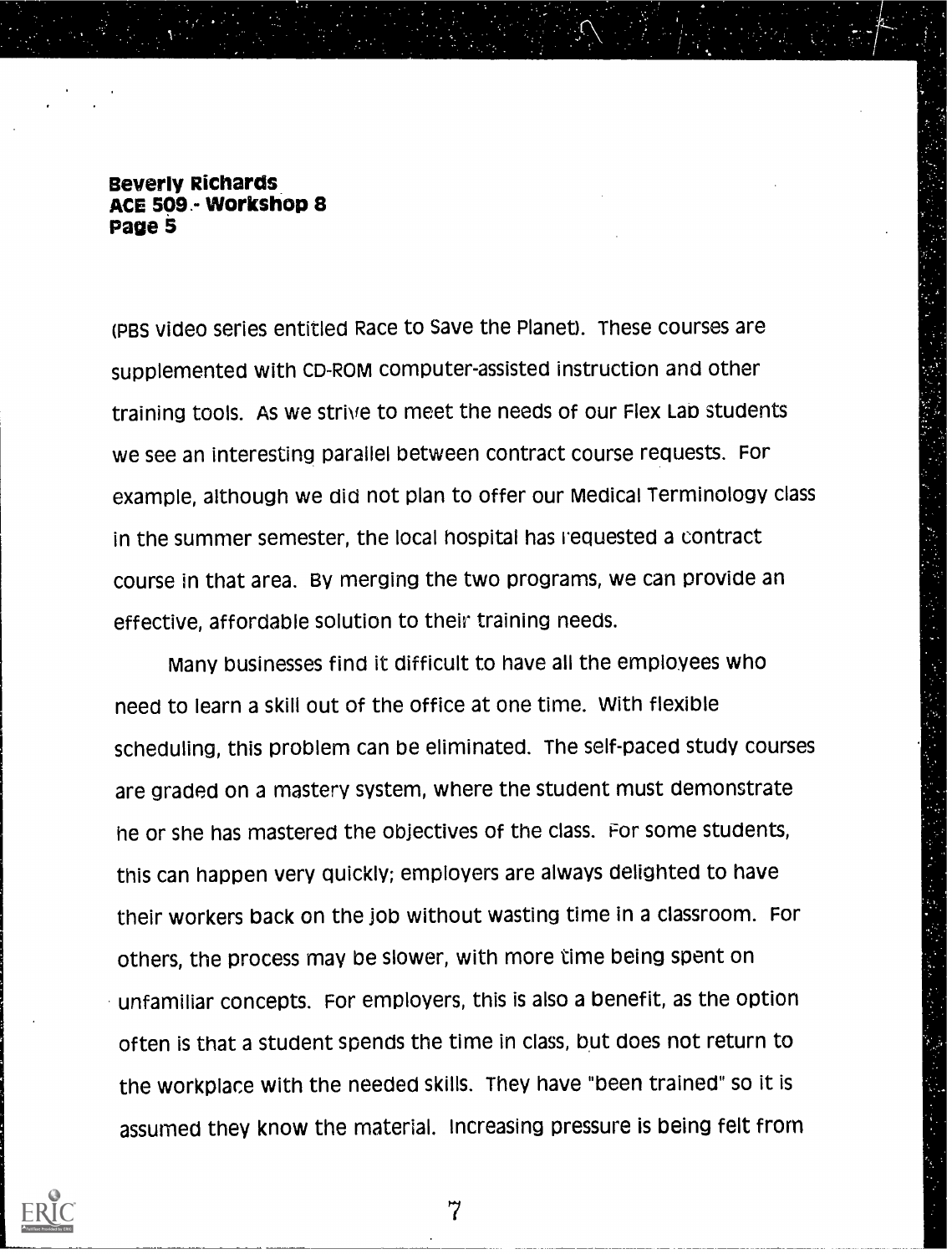(PBS video series entitled Race to Save the Planet). These courses are supplemented with CD-ROM computer-assisted instruction and other training tools. As we strive to meet the needs of our Flex Lab students we see an interesting parallel between contract course requests. For example, although we did not plan to offer our Medical Terminology class in the summer semester, the local hospital has requested a contract course in that area. By merging the two programs, we can provide an effective, affordable solution to their training needs.

Many businesses find it difficult to have all the employees who need to learn a skill out of the office at one time. With flexible scheduling, this problem can be eliminated. The self-paced study courses are graded on a mastery system, where the student must demonstrate he or she has mastered the objectives of the class. For some students, this can happen very quickly; employers are always delighted to have their workers back on the job without wasting time in a classroom. For others, the process may be slower, with more time being spent on unfamiliar concepts. For employers, this is also a benefit, as the option often is that a student spends the time in class, but does not return to the workplace with the needed skills. They have "been trained" so it is assumed they know the material. Increasing pressure is being felt from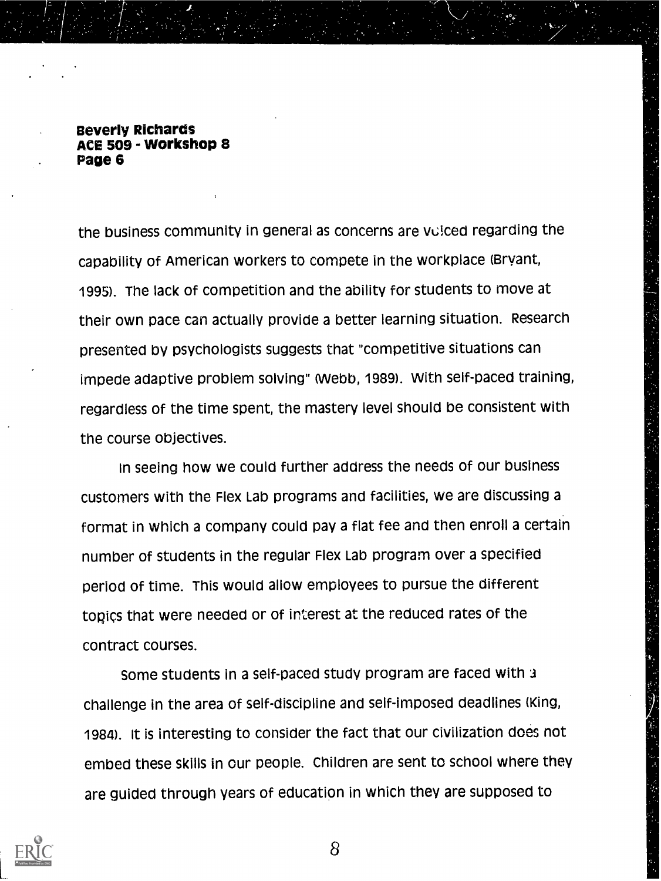the business community in general as concerns are voiced regarding the capability of American workers to compete in the workplace (Bryant, 1995). The lack of competition and the ability for students to move at their own pace can actually provide a better learning situation. Research presented by psychologists suggests that "competitive situations can impede adaptive problem solving" (Webb, 1989). With self-paced training, regardless of the time spent, the mastery level should be consistent with the course objectives.

In seeing how we could further address the needs of our business customers with the Flex Lab programs and facilities, we are discussing a format in which a company could pay a flat fee and then enroll a certain number of students in the regular Flex Lab program over a specified period of time. This would allow employees to pursue the different topics that were needed or of interest at the reduced rates of the contract courses.

Some students in a self-paced study program are faced with a challenge in the area of self-discipline and self-imposed deadlines (King, 1984). It is interesting to consider the fact that our civilization does not embed these skills in our people. Children are sent to school where they are guided through years of education in which they are supposed to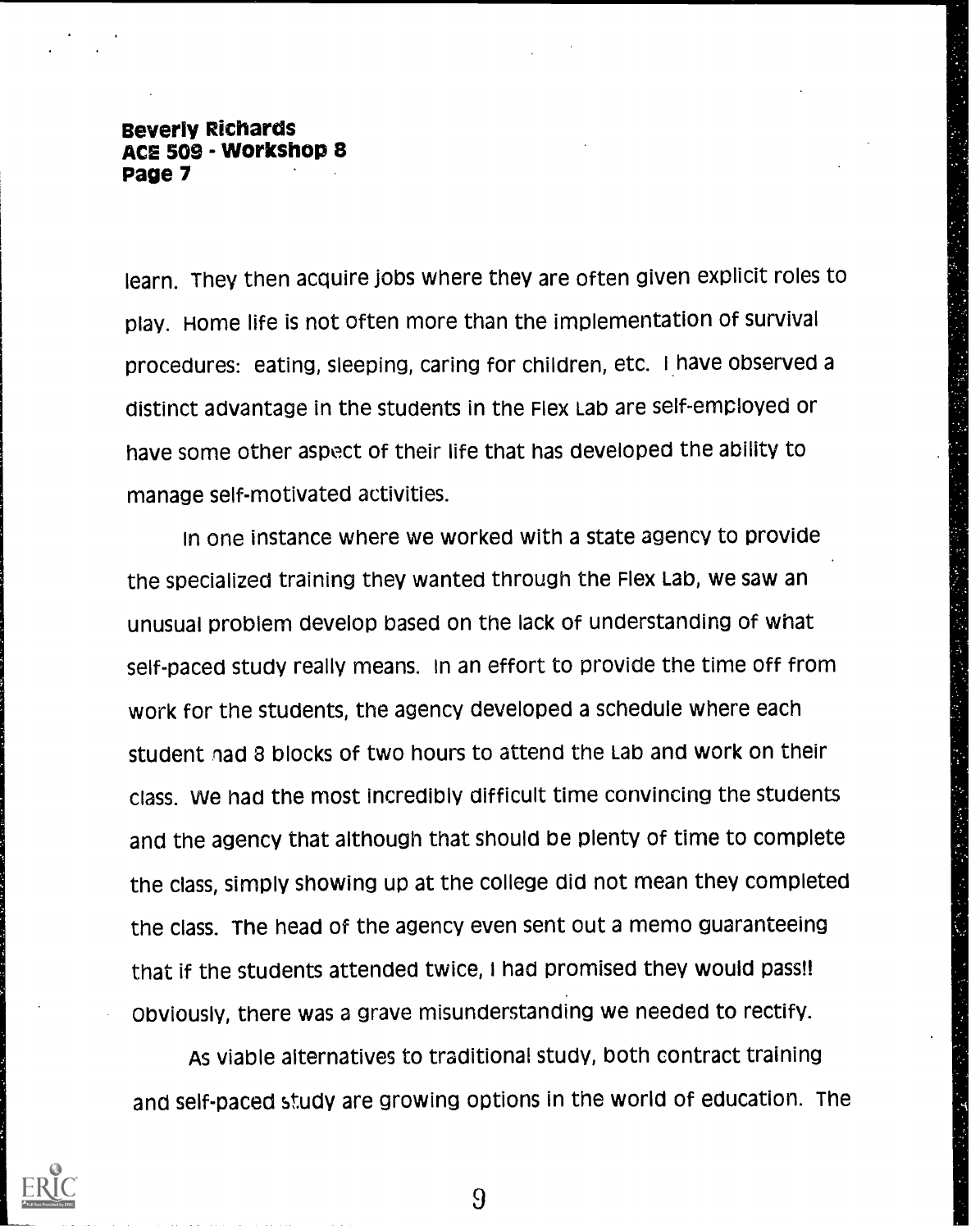learn. They then acquire jobs where they are often given explicit roles to play. Home life is not often more than the implementation of survival procedures: eating, sleeping, caring for children, etc. I have observed a distinct advantage in the students in the Flex Lab are self-employed or have some other aspect of their life that has developed the ability to manage self-motivated activities.

In one instance where we worked with a state agency to provide the specialized training they wanted through the Flex Lab, we saw an unusual problem develop based on the lack of understanding of what self-paced study really means. In an effort to provide the time off from work for the students, the agency developed a schedule where each student had 8 blocks of two hours to attend the Lab and work on their class. We had the most incredibly difficult time convincing the students and the agency that although that should be plenty of time to complete the class, simply showing up at the college did not mean they completed the class. The head of the agency even sent out a memo guaranteeing that if the students attended twice, I had promised they would pass!! Obviously, there was a grave misunderstanding we needed to rectify.

As viable alternatives to traditional study, both contract training and self-paced study are growing options in the world of education. The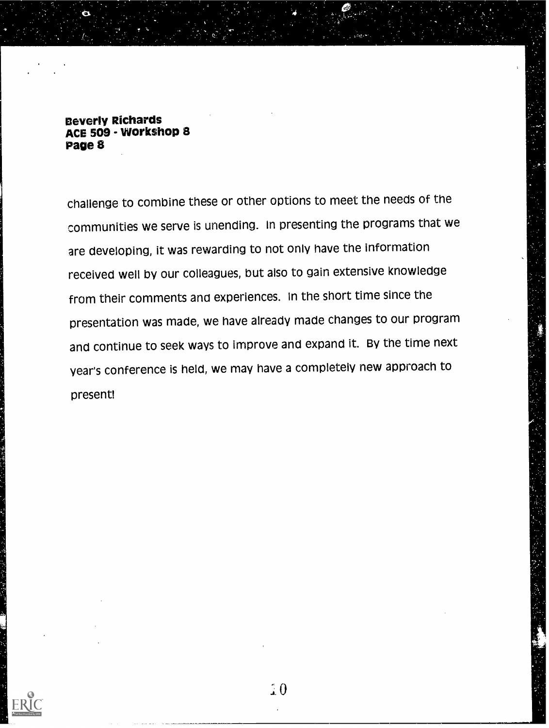challenge to combine these or other options to meet the needs of the communities we serve is unending. In presenting the programs that we are developing, it was rewarding to not only have the information received well by our colleagues, but also to gain extensive knowledge from their comments and experiences. In the short time since the presentation was made, we have already made changes to our program and continue to seek ways to improve and expand it. By the time next year's conference is held, we may have a completely new approach to present!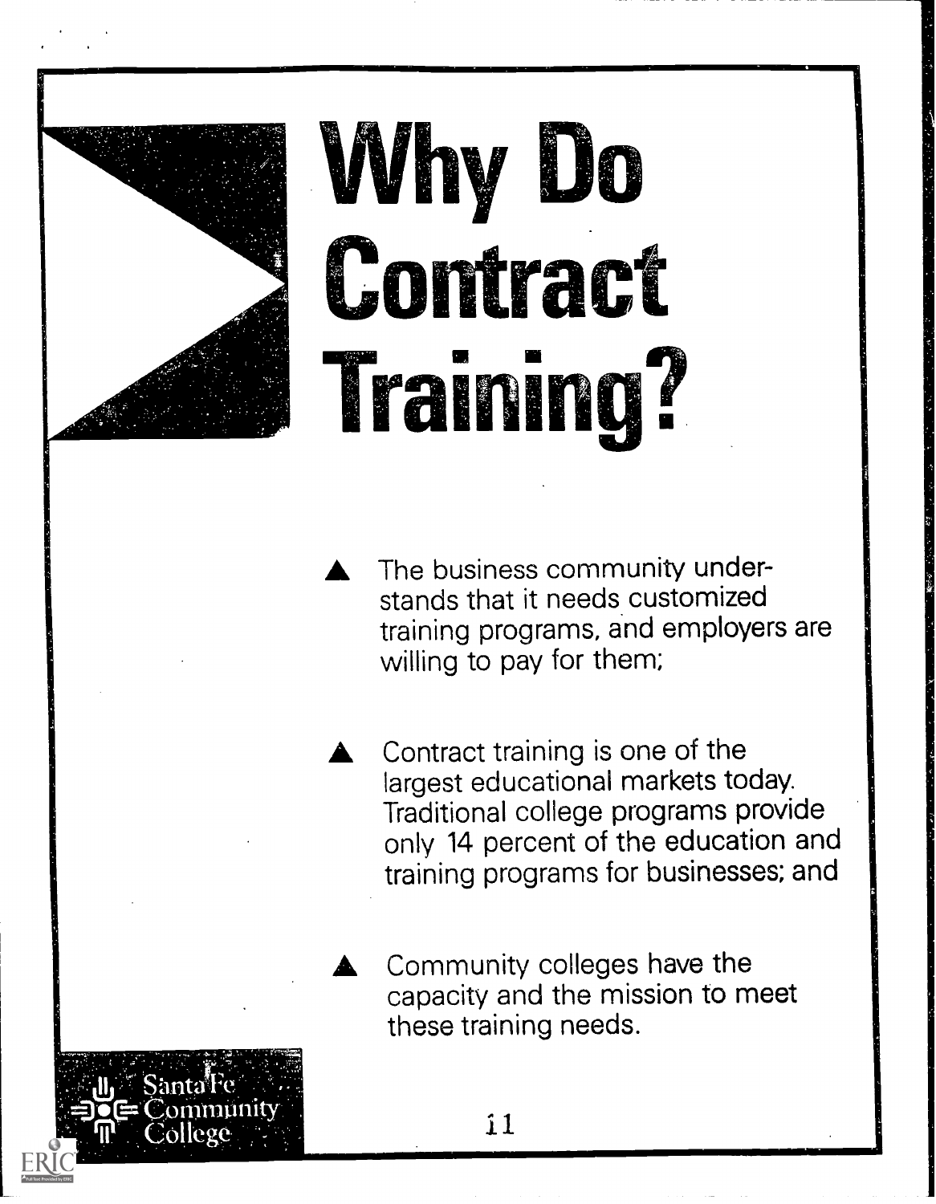# Why Do Contract Training?

- The business community understands that it needs customized training programs, and employers are willing to pay for them;

- Contract training is one of the largest educational markets today. Traditional college programs provide only 14 percent of the education and training programs for businesses; and

- Community colleges have the capacity and the mission to meet these training needs.

Santa Fe Community College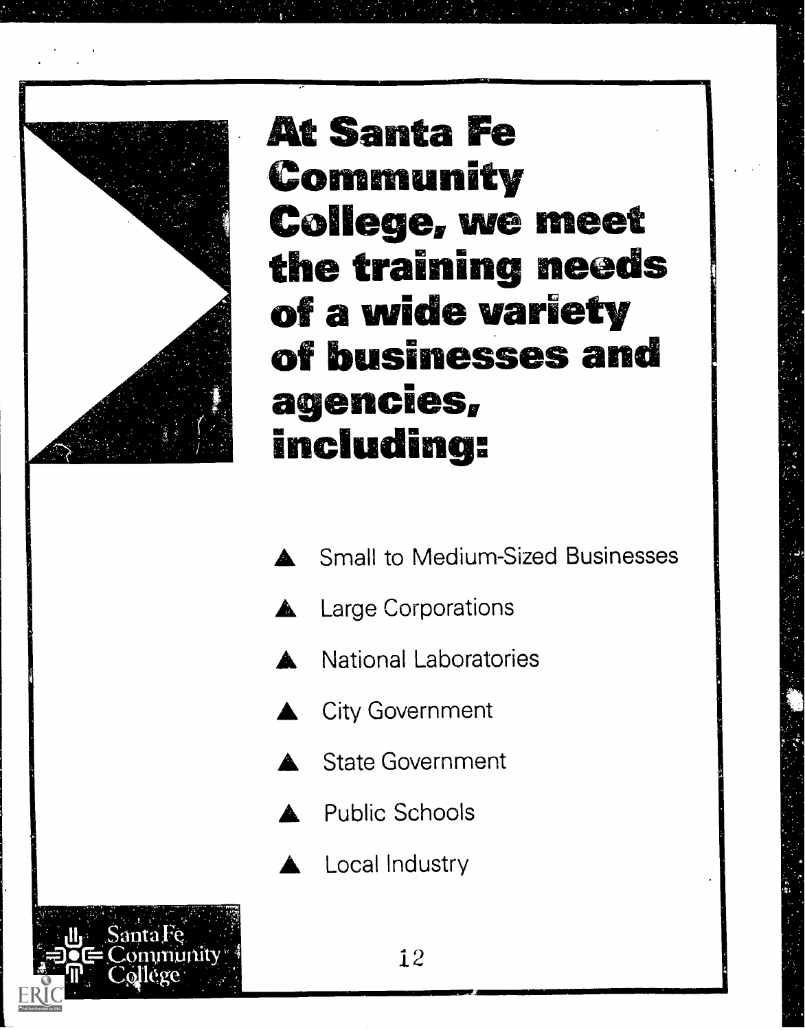# At Santa Fe Community College, we meet the training needs of a wide variety of businesses and agencies, including:

- Small to Medium-Sized Businesses
- Large Corporations
- National Laboratories
- City Government
- State Government
- Public Schools
- Local Industry

Santa Fe Community College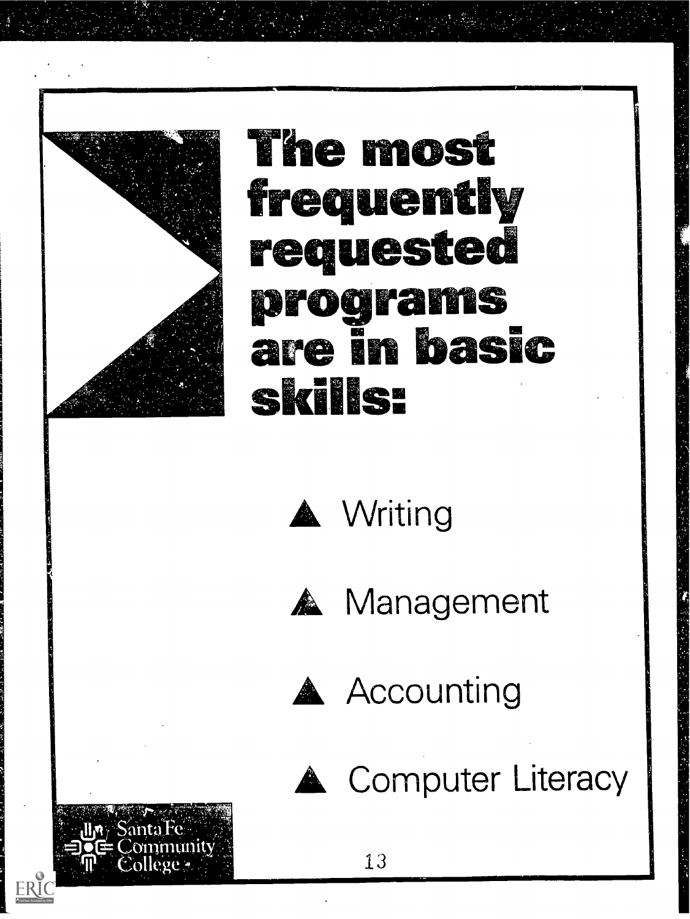# The most frequently requested programs are in basic skills:

- Writing
- Management
- Accounting
- Computer Literacy

Santa Fe Community College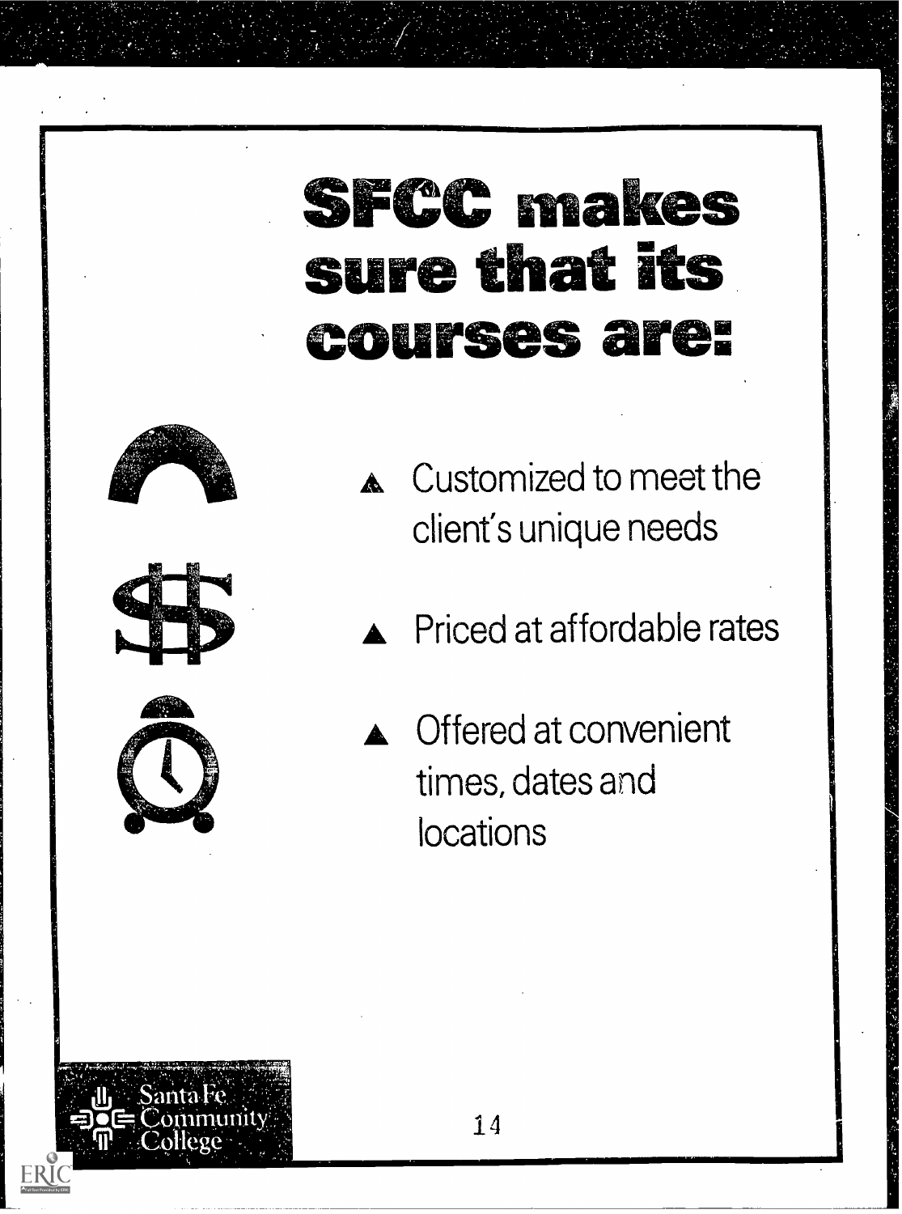# SFCC makes sure that its courses are:

- Customized to meet the client's unique needs
- Priced at affordable rates
- Offered at convenient times, dates and locations

Santa Fe Community College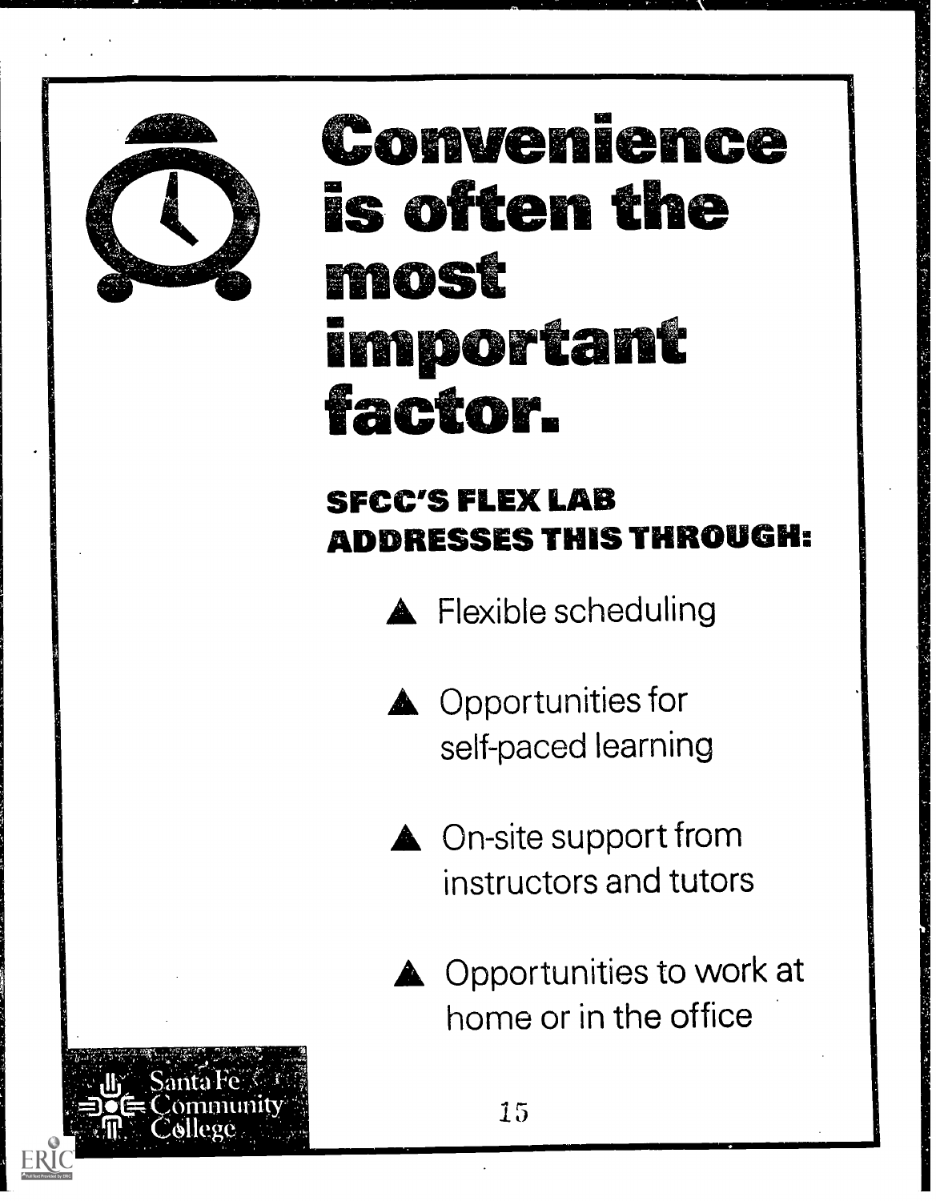# Convenience is often the most important factor.

## SFCC'S FLEX LAB ADDRESSES THIS THROUGH:

- Flexible scheduling
- Opportunities for self-paced learning
- On-site support from instructors and tutors
- Opportunities to work at home or in the office

Santa Fe Community College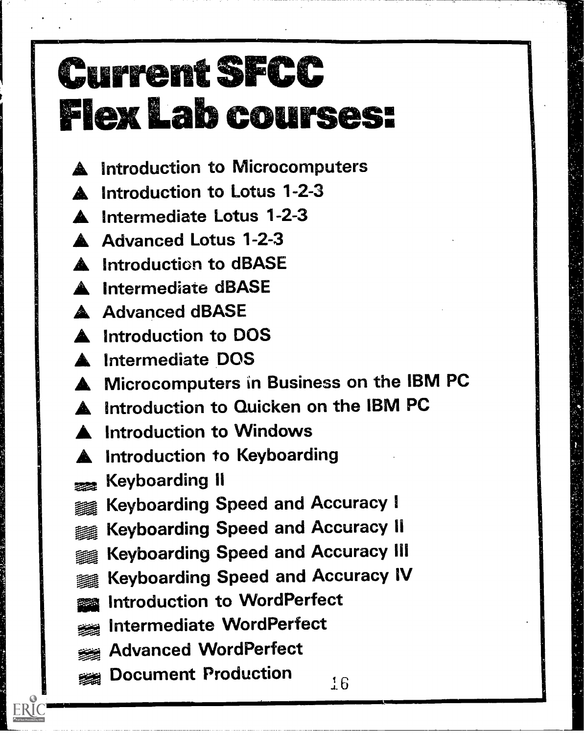# Current SFCC Flex Lab courses:

- Introduction to Microcomputers
- Introduction to Lotus 1-2-3
- Intermediate Lotus 1-2-3
- Advanced Lotus 1-2-3
- Introduction to dBASE
- Intermediate dBASE
- Advanced dBASE
- Introduction to DOS
- Intermediate DOS
- Microcomputers in Business on the IBM PC
- Introduction to Quicken on the IBM PC
- Introduction to Windows
- Introduction to Keyboarding
- Keyboarding II
- Keyboarding Speed and Accuracy I
- Keyboarding Speed and Accuracy II
- Keyboarding Speed and Accuracy III
- Keyboarding Speed and Accuracy IV
- Introduction to WordPerfect
- Intermediate WordPerfect
- Advanced WordPerfect
- Document Production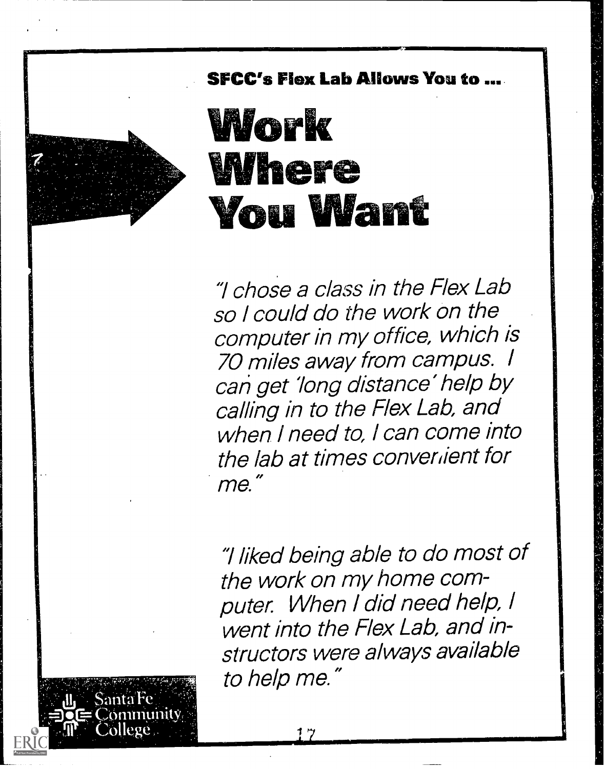**SFCC's Flex Lab Allows You to ...**

# Work Where You Want

*"I chose a class in the Flex Lab so I could do the work on the computer in my office, which is 70 miles away from campus. I can get 'long distance' help by calling in to the Flex Lab, and when I need to, I can come into the lab at times convenient for me."*

*"I liked being able to do most of the work on my home computer. When I did need help, I went into the Flex Lab, and instructors were always available to help me."*

Santa Fe Community College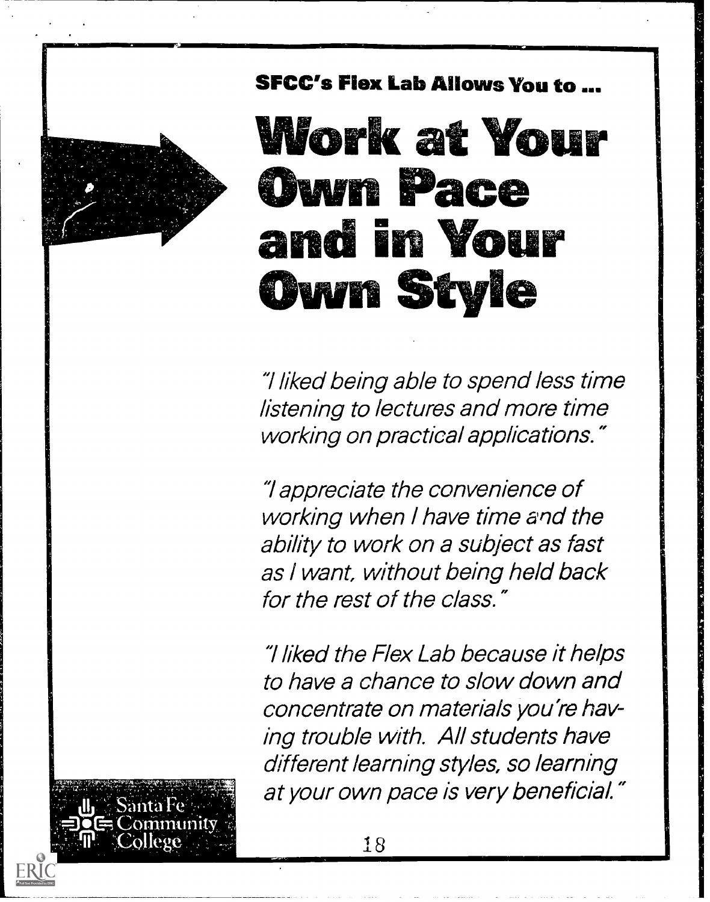**SFCC's Flex Lab Allows You to ...**

# Work at Your Own Pace and in Your Own Style

*"I liked being able to spend less time listening to lectures and more time working on practical applications."*

*"I appreciate the convenience of working when I have time and the ability to work on a subject as fast as I want, without being held back for the rest of the class."*

*"I liked the Flex Lab because it helps to have a chance to slow down and concentrate on materials you're having trouble with. All students have different learning styles, so learning at your own pace is very beneficial."*

Santa Fe Community College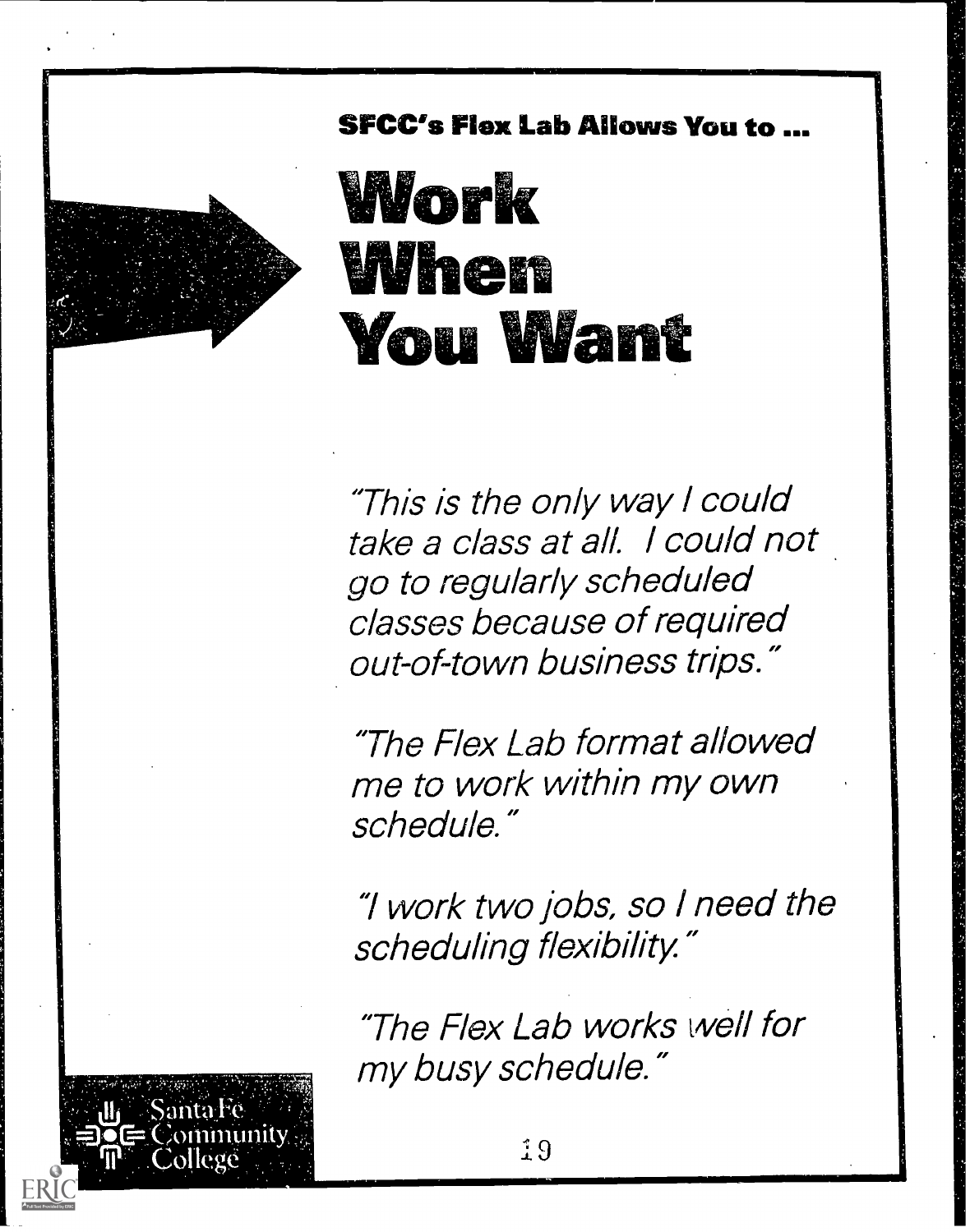**SFCC's Flex Lab Allows You to ...**

# Work When You Want

*"This is the only way I could take a class at all. I could not go to regularly scheduled classes because of required out-of-town business trips."*

*"The Flex Lab format allowed me to work within my own schedule."*

*"I work two jobs, so I need the scheduling flexibility."*

*"The Flex Lab works well for my busy schedule."*

Santa Fe Community College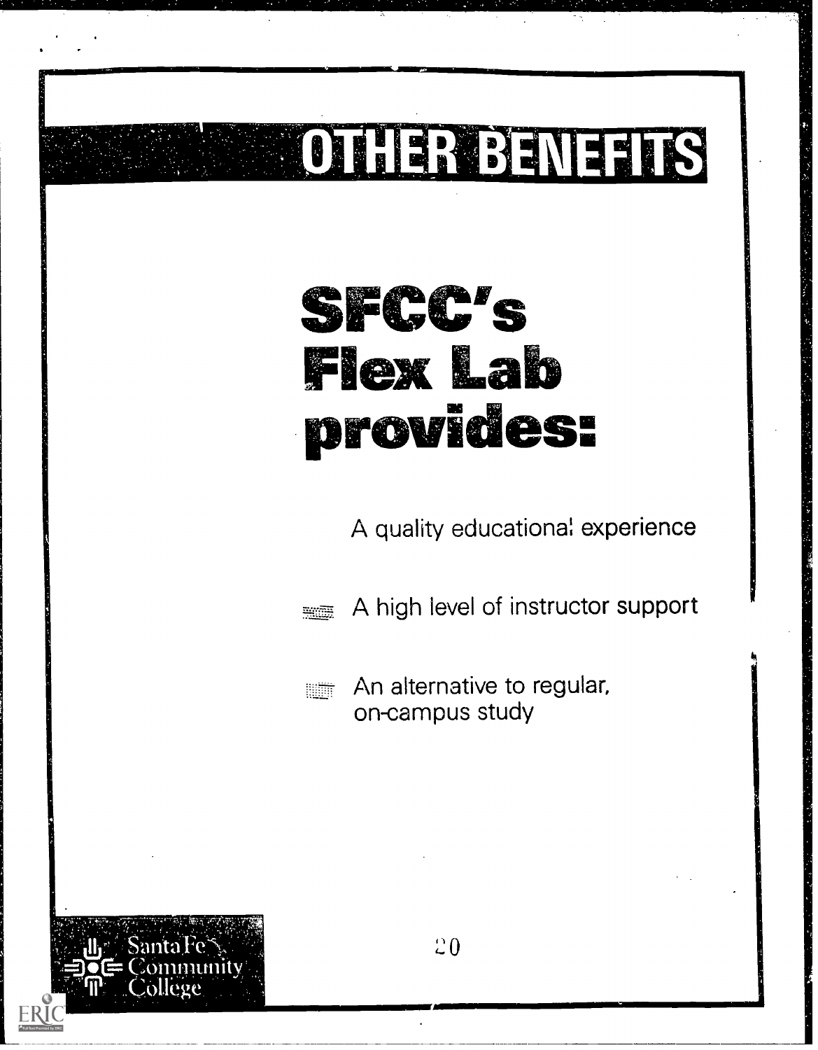# OTHER BENEFITS

## SFCC's Flex Lab provides:

- A quality educational experience
- A high level of instructor support
- An alternative to regular, on-campus study

Santa Fe Community College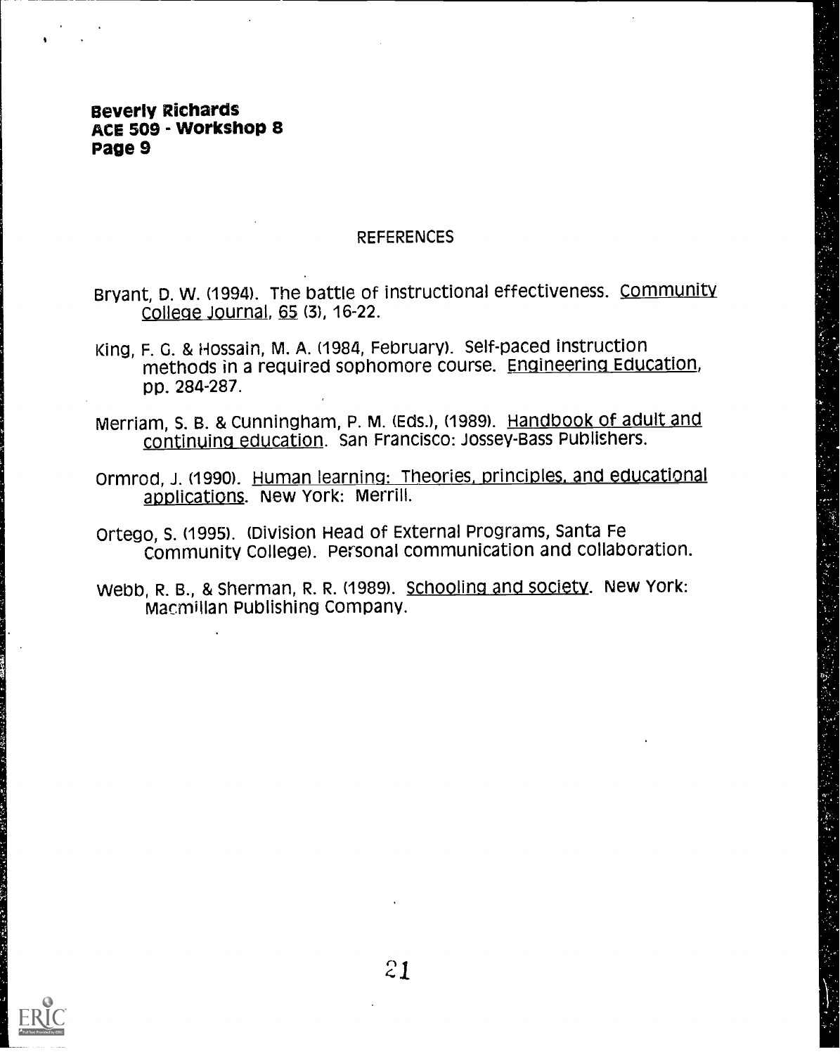REFERENCES

Bryant, D. W. (1994). The battle of instructional effectiveness. Community College Journal, 65 (3), 16-22.

King, F. G. & Hossain, M. A. (1984, February). Self-paced instruction methods in a required sophomore course. Engineering Education, pp. 284-287.

Merriam, S. B. & Cunningham, P. M. (Eds.), (1989). Handbook of adult and continuing education. San Francisco: Jossey-Bass Publishers.

Ormrod, J. (1990). Human learning: Theories, principles, and educational applications. New York: Merrill.

Ortego, S. (1995). (Division Head of External Programs, Santa Fe Community College). Personal communication and collaboration.

Webb, R. B., & Sherman, R. R. (1989). Schooling and society. New York: Macmillan Publishing Company.